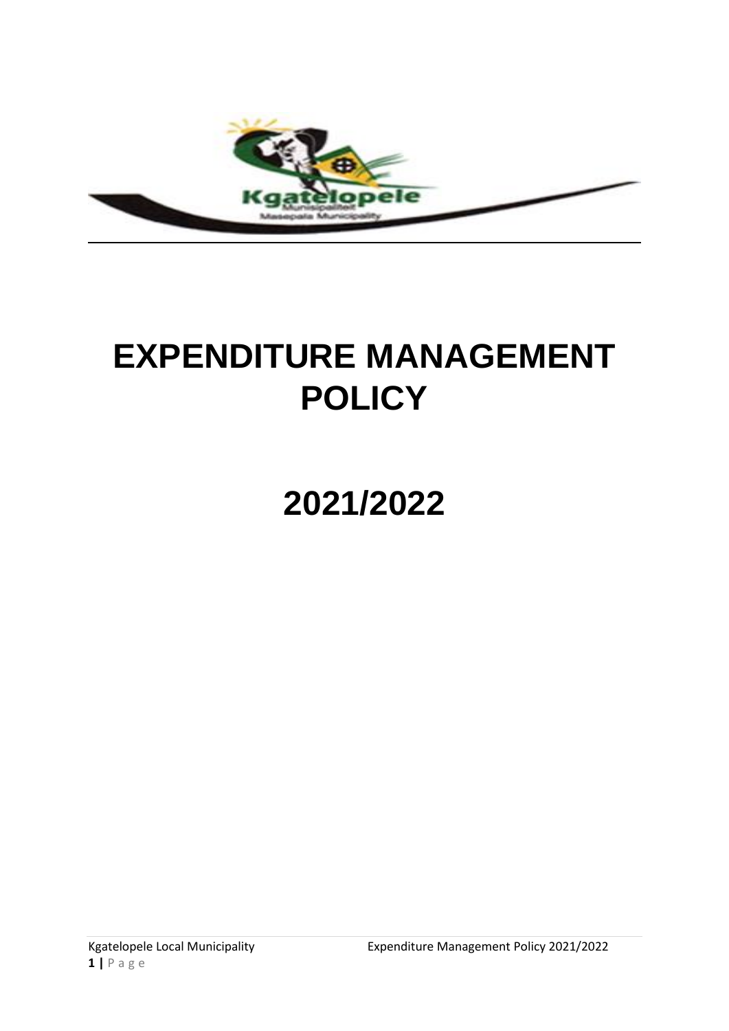# EXPENDITURE MANAGEMENT POLICY

# 2021/2022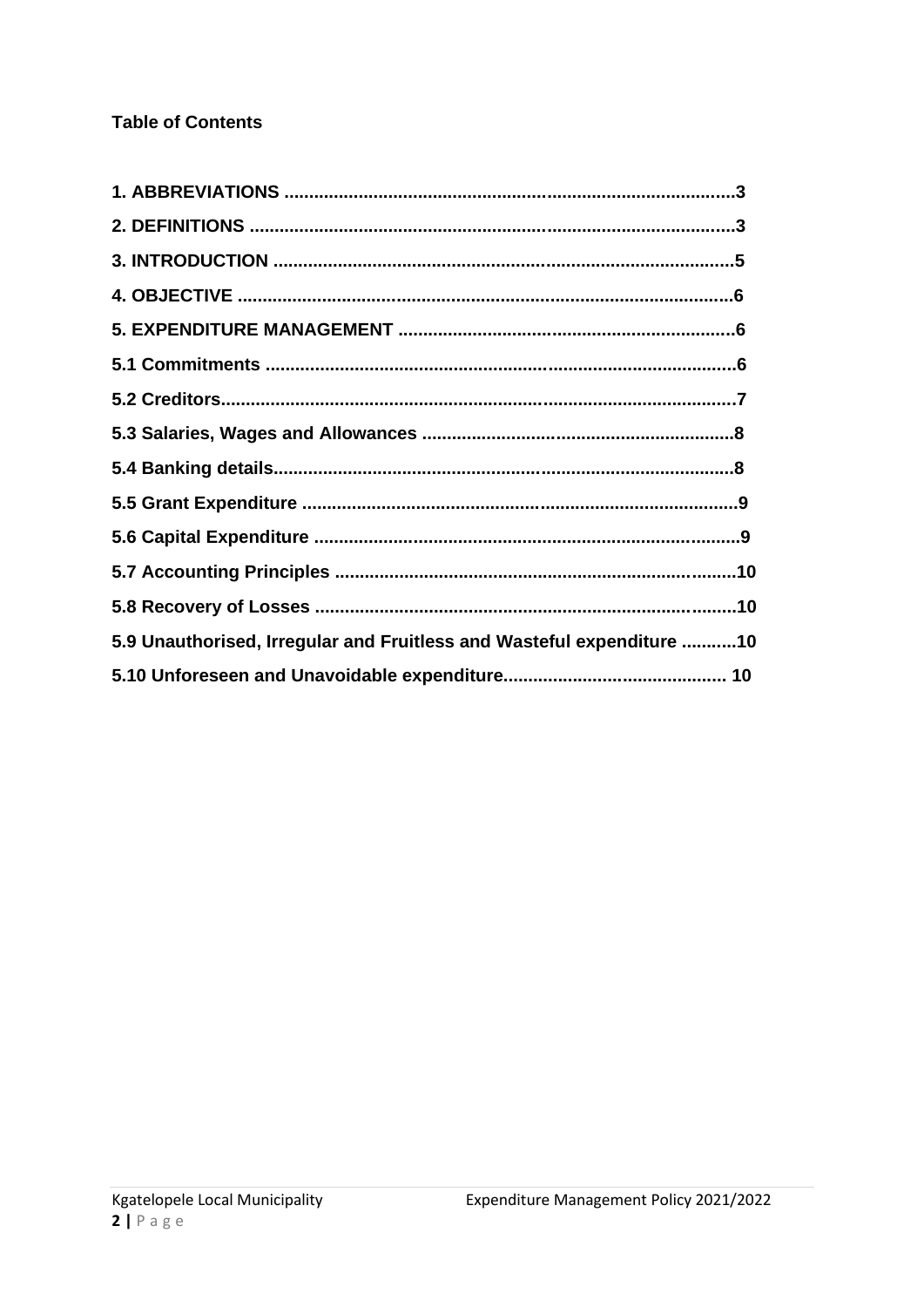**Table of Contents**

**1. ABBREVIATIONS ..........................................................................................3**

**2. DEFINITIONS ..............................................................................................3**

**3. INTRODUCTION .........................................................................................5**

**4. OBJECTIVE ................................................................................................6**

**5. EXPENDITURE MANAGEMENT ...................................................................6**

**5.1 Commitments ...........................................................................................6**

**5.2 Creditors...................................................................................................7**

**5.3 Salaries, Wages and Allowances ...............................................................8**

**5.4 Banking details..........................................................................................8**

**5.5 Grant Expenditure .....................................................................................9**

**5.6 Capital Expenditure ...................................................................................9**

**5.7 Accounting Principles ..............................................................................10**

**5.8 Recovery of Losses ..................................................................................10**

**5.9 Unauthorised, Irregular and Fruitless and Wasteful expenditure ...........10**

**5.10 Unforeseen and Unavoidable expenditure............................................ 10**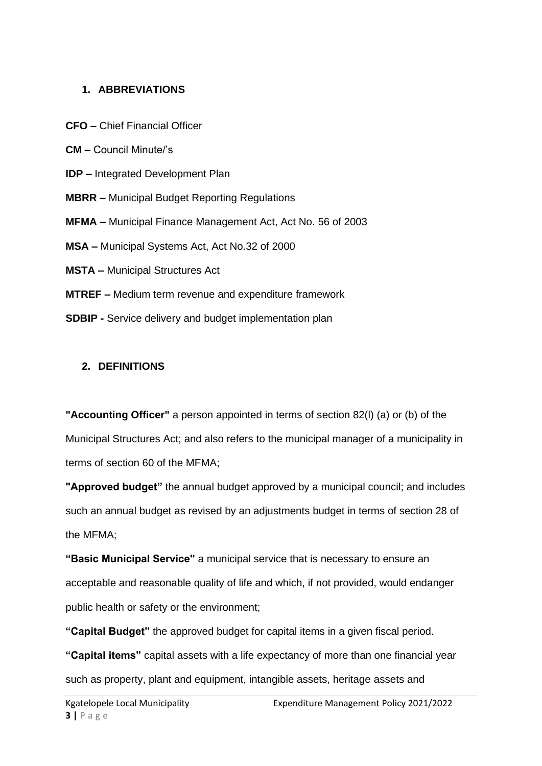## 1. ABBREVIATIONS

**CFO** – Chief Financial Officer

**CM –** Council Minute/'s

**IDP –** Integrated Development Plan

**MBRR –** Municipal Budget Reporting Regulations

**MFMA –** Municipal Finance Management Act, Act No. 56 of 2003

**MSA –** Municipal Systems Act, Act No.32 of 2000

**MSTA –** Municipal Structures Act

**MTREF –** Medium term revenue and expenditure framework

**SDBIP -** Service delivery and budget implementation plan

## 2. DEFINITIONS

**"Accounting Officer"** a person appointed in terms of section 82(l) (a) or (b) of the Municipal Structures Act; and also refers to the municipal manager of a municipality in terms of section 60 of the MFMA;

**"Approved budget"** the annual budget approved by a municipal council; and includes such an annual budget as revised by an adjustments budget in terms of section 28 of the MFMA;

**"Basic Municipal Service"** a municipal service that is necessary to ensure an acceptable and reasonable quality of life and which, if not provided, would endanger public health or safety or the environment;

**"Capital Budget"** the approved budget for capital items in a given fiscal period.

**"Capital items"** capital assets with a life expectancy of more than one financial year such as property, plant and equipment, intangible assets, heritage assets and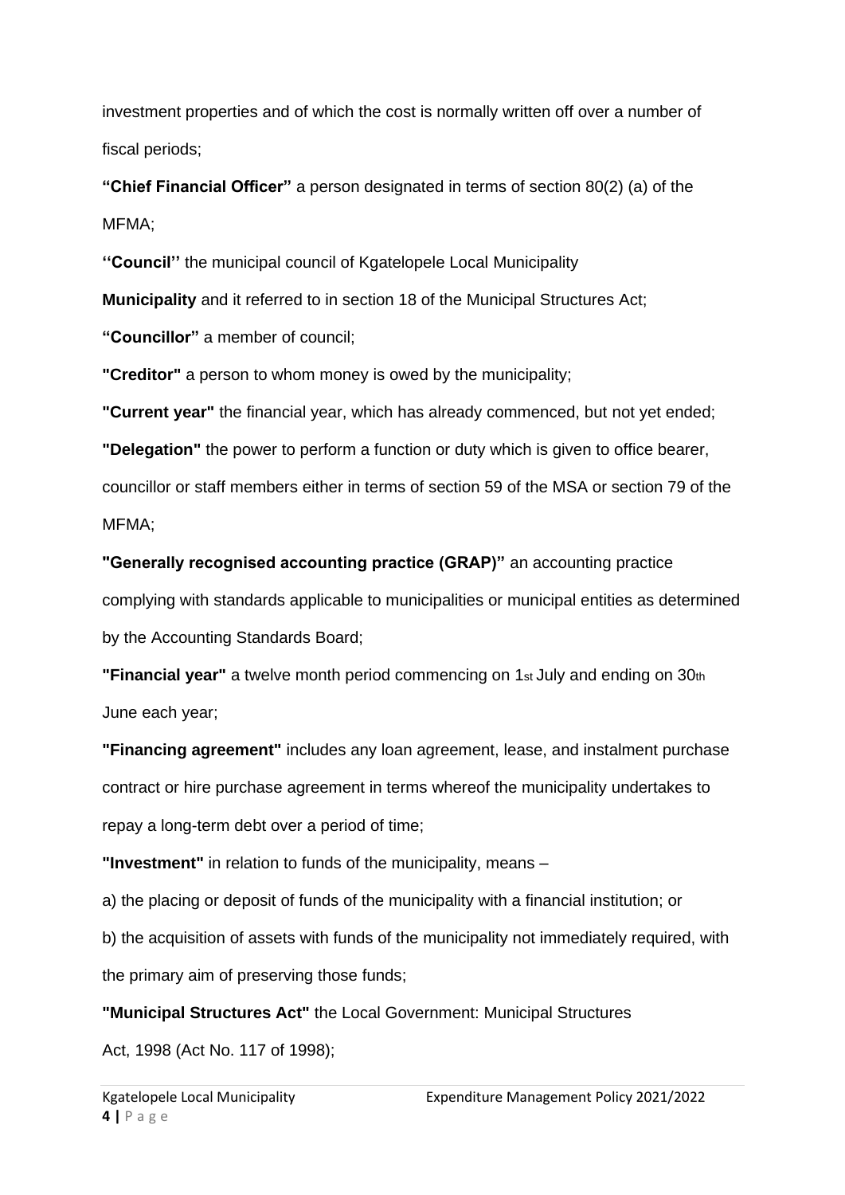investment properties and of which the cost is normally written off over a number of fiscal periods;

**"Chief Financial Officer"** a person designated in terms of section 80(2) (a) of the MFMA;

**''Council''** the municipal council of Kgatelopele Local Municipality

**Municipality** and it referred to in section 18 of the Municipal Structures Act;

**"Councillor"** a member of council;

**"Creditor"** a person to whom money is owed by the municipality;

**"Current year"** the financial year, which has already commenced, but not yet ended;

**"Delegation"** the power to perform a function or duty which is given to office bearer, councillor or staff members either in terms of section 59 of the MSA or section 79 of the MFMA;

**"Generally recognised accounting practice (GRAP)"** an accounting practice complying with standards applicable to municipalities or municipal entities as determined by the Accounting Standards Board;

**"Financial year"** a twelve month period commencing on 1st July and ending on 30th June each year;

**"Financing agreement"** includes any loan agreement, lease, and instalment purchase contract or hire purchase agreement in terms whereof the municipality undertakes to repay a long-term debt over a period of time;

**"Investment"** in relation to funds of the municipality, means –

a) the placing or deposit of funds of the municipality with a financial institution; or

b) the acquisition of assets with funds of the municipality not immediately required, with the primary aim of preserving those funds;

**"Municipal Structures Act"** the Local Government: Municipal Structures Act, 1998 (Act No. 117 of 1998);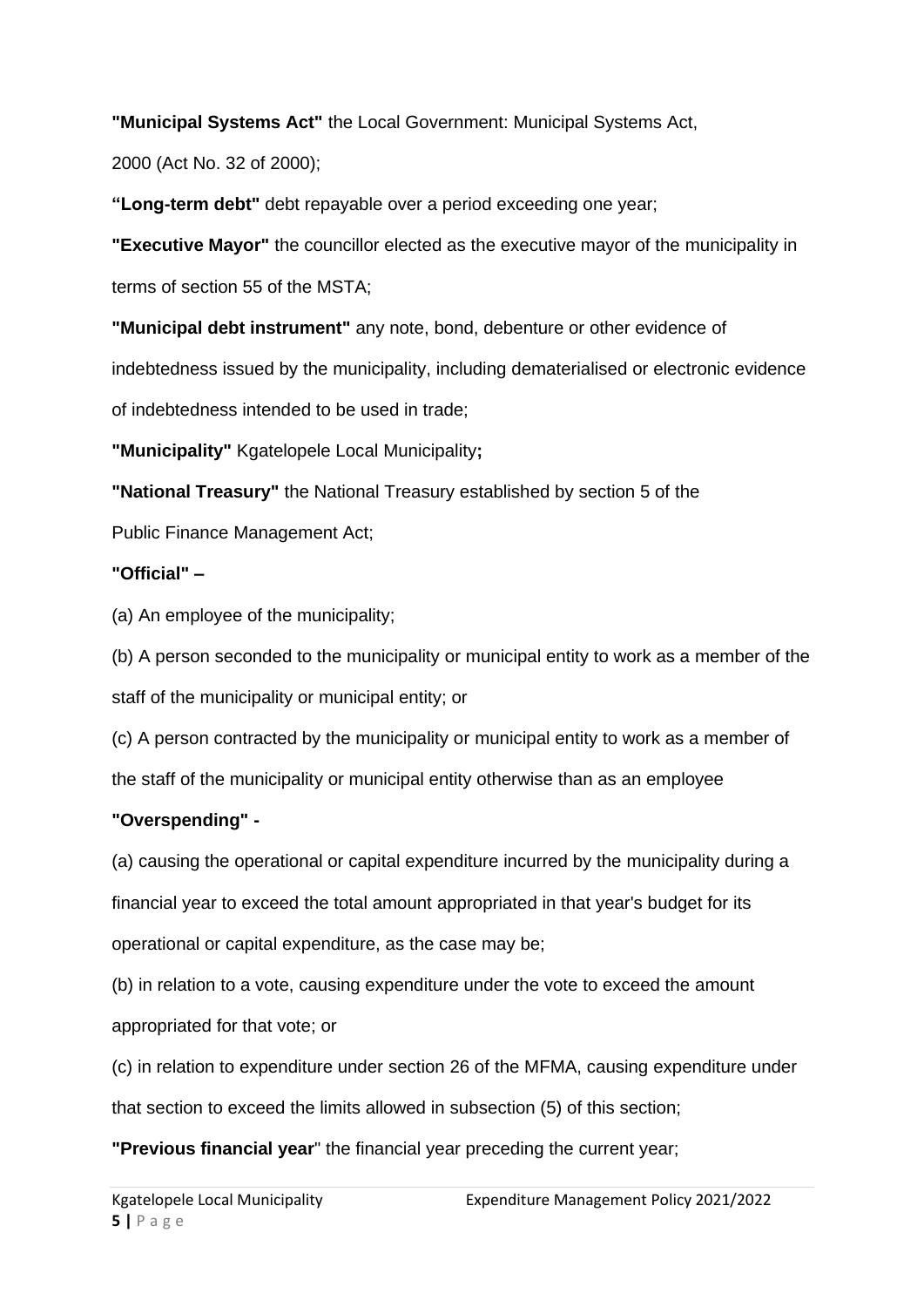**"Municipal Systems Act"** the Local Government: Municipal Systems Act, 2000 (Act No. 32 of 2000);

**"Long-term debt"** debt repayable over a period exceeding one year;

**"Executive Mayor"** the councillor elected as the executive mayor of the municipality in terms of section 55 of the MSTA;

**"Municipal debt instrument"** any note, bond, debenture or other evidence of indebtedness issued by the municipality, including dematerialised or electronic evidence of indebtedness intended to be used in trade;

**"Municipality"** Kgatelopele Local Municipality**;**

**"National Treasury"** the National Treasury established by section 5 of the Public Finance Management Act;

**"Official" –**

(a) An employee of the municipality;

(b) A person seconded to the municipality or municipal entity to work as a member of the staff of the municipality or municipal entity; or

(c) A person contracted by the municipality or municipal entity to work as a member of the staff of the municipality or municipal entity otherwise than as an employee

**"Overspending" -**

(a) causing the operational or capital expenditure incurred by the municipality during a financial year to exceed the total amount appropriated in that year's budget for its operational or capital expenditure, as the case may be;

(b) in relation to a vote, causing expenditure under the vote to exceed the amount appropriated for that vote; or

(c) in relation to expenditure under section 26 of the MFMA, causing expenditure under that section to exceed the limits allowed in subsection (5) of this section;

**"Previous financial year**" the financial year preceding the current year;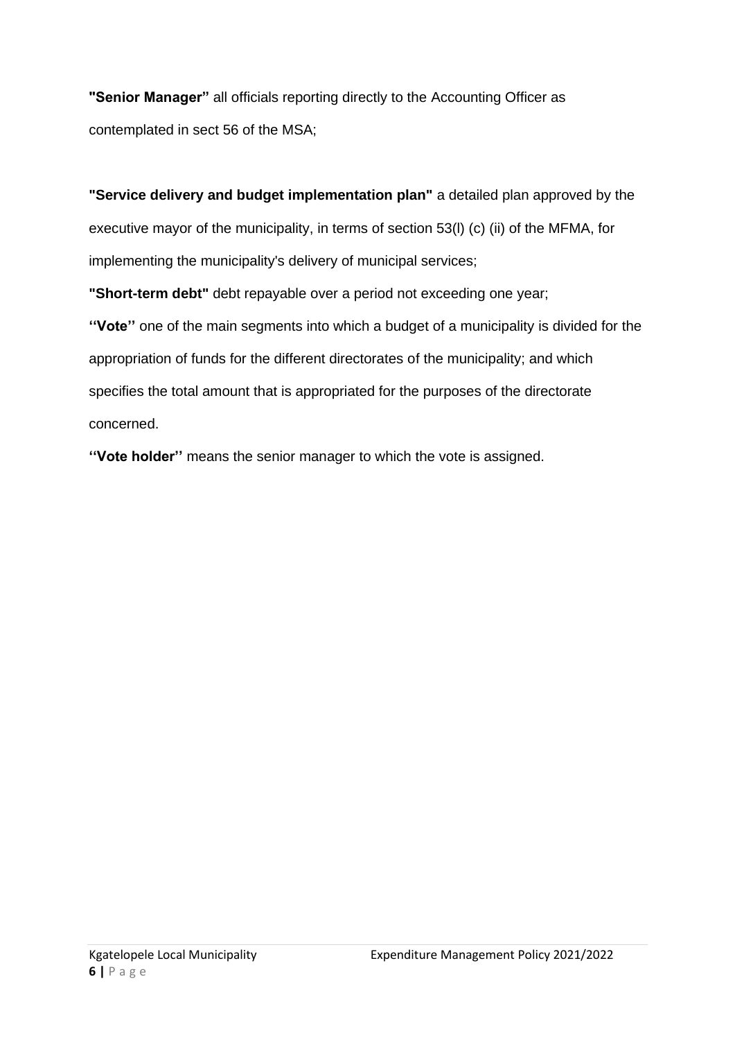**"Senior Manager"** all officials reporting directly to the Accounting Officer as contemplated in sect 56 of the MSA;

**"Service delivery and budget implementation plan"** a detailed plan approved by the executive mayor of the municipality, in terms of section 53(l) (c) (ii) of the MFMA, for implementing the municipality's delivery of municipal services;

**"Short-term debt"** debt repayable over a period not exceeding one year;

**''Vote''** one of the main segments into which a budget of a municipality is divided for the appropriation of funds for the different directorates of the municipality; and which specifies the total amount that is appropriated for the purposes of the directorate concerned.

**''Vote holder''** means the senior manager to which the vote is assigned.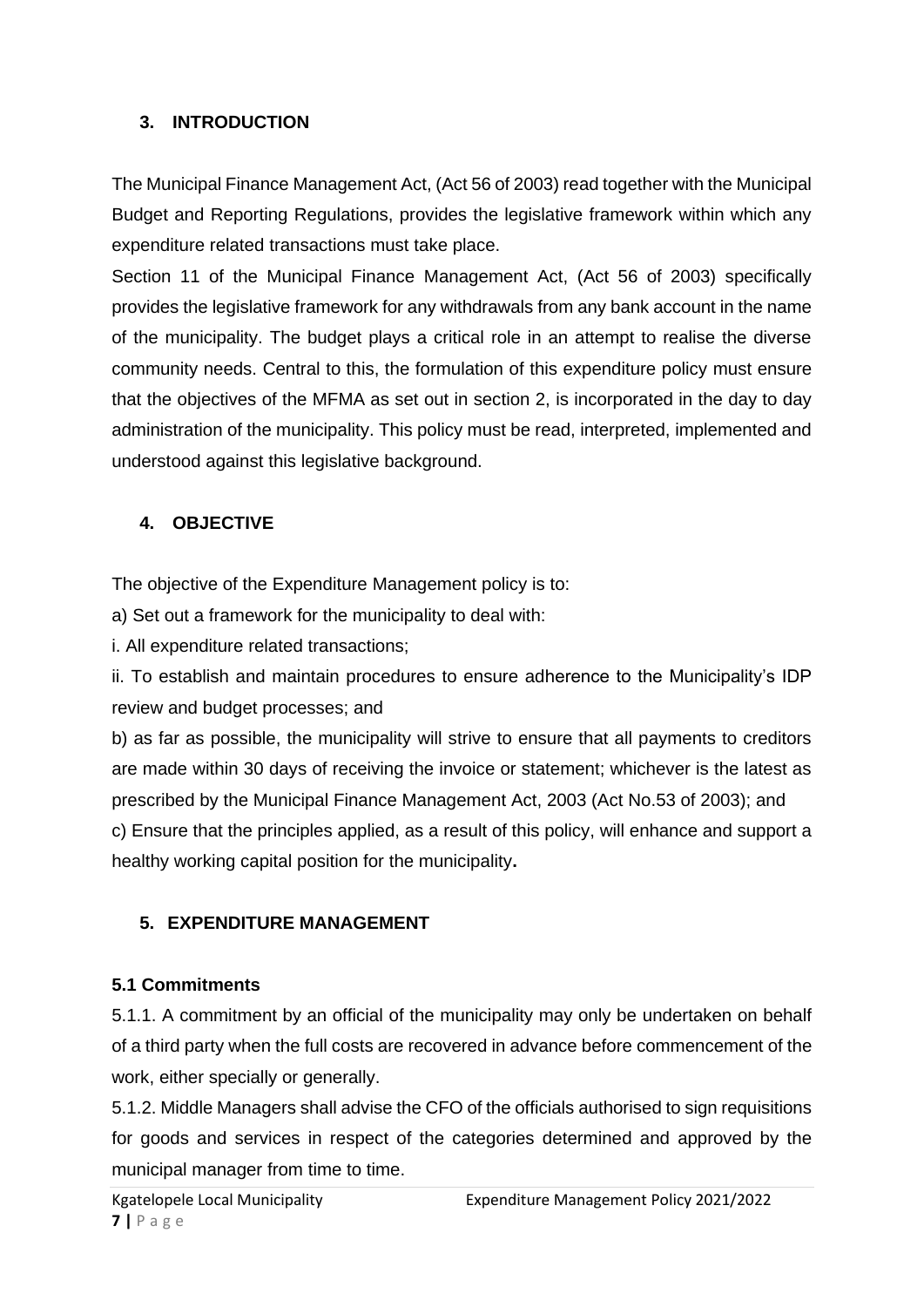## 3. INTRODUCTION

The Municipal Finance Management Act, (Act 56 of 2003) read together with the Municipal Budget and Reporting Regulations, provides the legislative framework within which any expenditure related transactions must take place.

Section 11 of the Municipal Finance Management Act, (Act 56 of 2003) specifically provides the legislative framework for any withdrawals from any bank account in the name of the municipality. The budget plays a critical role in an attempt to realise the diverse community needs. Central to this, the formulation of this expenditure policy must ensure that the objectives of the MFMA as set out in section 2, is incorporated in the day to day administration of the municipality. This policy must be read, interpreted, implemented and understood against this legislative background.

## 4. OBJECTIVE

The objective of the Expenditure Management policy is to:

a) Set out a framework for the municipality to deal with:

i. All expenditure related transactions;

ii. To establish and maintain procedures to ensure adherence to the Municipality's IDP review and budget processes; and

b) as far as possible, the municipality will strive to ensure that all payments to creditors are made within 30 days of receiving the invoice or statement; whichever is the latest as prescribed by the Municipal Finance Management Act, 2003 (Act No.53 of 2003); and

c) Ensure that the principles applied, as a result of this policy, will enhance and support a healthy working capital position for the municipality**.**

## 5. EXPENDITURE MANAGEMENT

### 5.1 Commitments

5.1.1. A commitment by an official of the municipality may only be undertaken on behalf of a third party when the full costs are recovered in advance before commencement of the work, either specially or generally.

5.1.2. Middle Managers shall advise the CFO of the officials authorised to sign requisitions for goods and services in respect of the categories determined and approved by the municipal manager from time to time.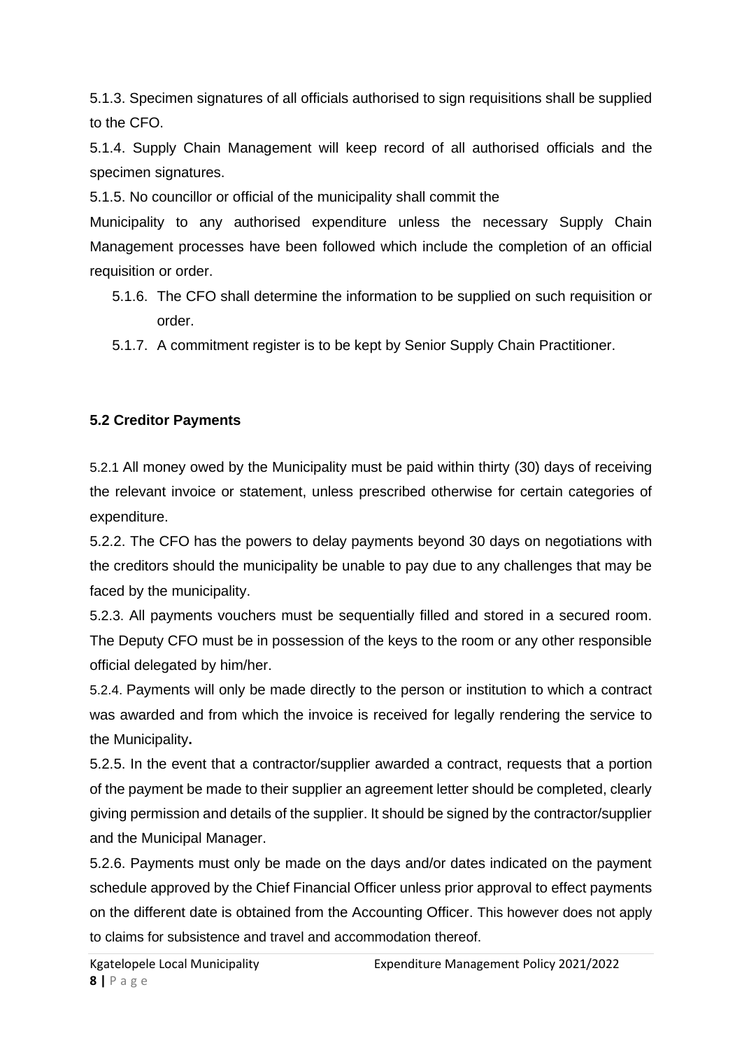5.1.3. Specimen signatures of all officials authorised to sign requisitions shall be supplied to the CFO.

5.1.4. Supply Chain Management will keep record of all authorised officials and the specimen signatures.

5.1.5. No councillor or official of the municipality shall commit the Municipality to any authorised expenditure unless the necessary Supply Chain Management processes have been followed which include the completion of an official requisition or order.

5.1.6. The CFO shall determine the information to be supplied on such requisition or order.

5.1.7. A commitment register is to be kept by Senior Supply Chain Practitioner.

**5.2 Creditor Payments**

5.2.1 All money owed by the Municipality must be paid within thirty (30) days of receiving the relevant invoice or statement, unless prescribed otherwise for certain categories of expenditure.

5.2.2. The CFO has the powers to delay payments beyond 30 days on negotiations with the creditors should the municipality be unable to pay due to any challenges that may be faced by the municipality.

5.2.3. All payments vouchers must be sequentially filled and stored in a secured room. The Deputy CFO must be in possession of the keys to the room or any other responsible official delegated by him/her.

5.2.4. Payments will only be made directly to the person or institution to which a contract was awarded and from which the invoice is received for legally rendering the service to the Municipality**.**

5.2.5. In the event that a contractor/supplier awarded a contract, requests that a portion of the payment be made to their supplier an agreement letter should be completed, clearly giving permission and details of the supplier. It should be signed by the contractor/supplier and the Municipal Manager.

5.2.6. Payments must only be made on the days and/or dates indicated on the payment schedule approved by the Chief Financial Officer unless prior approval to effect payments on the different date is obtained from the Accounting Officer. This however does not apply to claims for subsistence and travel and accommodation thereof.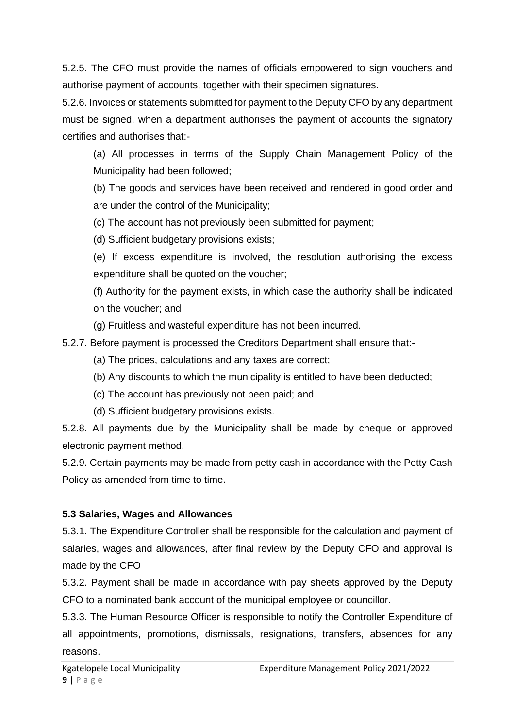5.2.5. The CFO must provide the names of officials empowered to sign vouchers and authorise payment of accounts, together with their specimen signatures.

5.2.6. Invoices or statements submitted for payment to the Deputy CFO by any department must be signed, when a department authorises the payment of accounts the signatory certifies and authorises that:-

(a) All processes in terms of the Supply Chain Management Policy of the Municipality had been followed;

(b) The goods and services have been received and rendered in good order and are under the control of the Municipality;

(c) The account has not previously been submitted for payment;

(d) Sufficient budgetary provisions exists;

(e) If excess expenditure is involved, the resolution authorising the excess expenditure shall be quoted on the voucher;

(f) Authority for the payment exists, in which case the authority shall be indicated on the voucher; and

(g) Fruitless and wasteful expenditure has not been incurred.

5.2.7. Before payment is processed the Creditors Department shall ensure that:-

(a) The prices, calculations and any taxes are correct;

(b) Any discounts to which the municipality is entitled to have been deducted;

(c) The account has previously not been paid; and

(d) Sufficient budgetary provisions exists.

5.2.8. All payments due by the Municipality shall be made by cheque or approved electronic payment method.

5.2.9. Certain payments may be made from petty cash in accordance with the Petty Cash Policy as amended from time to time.

**5.3 Salaries, Wages and Allowances**

5.3.1. The Expenditure Controller shall be responsible for the calculation and payment of salaries, wages and allowances, after final review by the Deputy CFO and approval is made by the CFO

5.3.2. Payment shall be made in accordance with pay sheets approved by the Deputy CFO to a nominated bank account of the municipal employee or councillor.

5.3.3. The Human Resource Officer is responsible to notify the Controller Expenditure of all appointments, promotions, dismissals, resignations, transfers, absences for any reasons.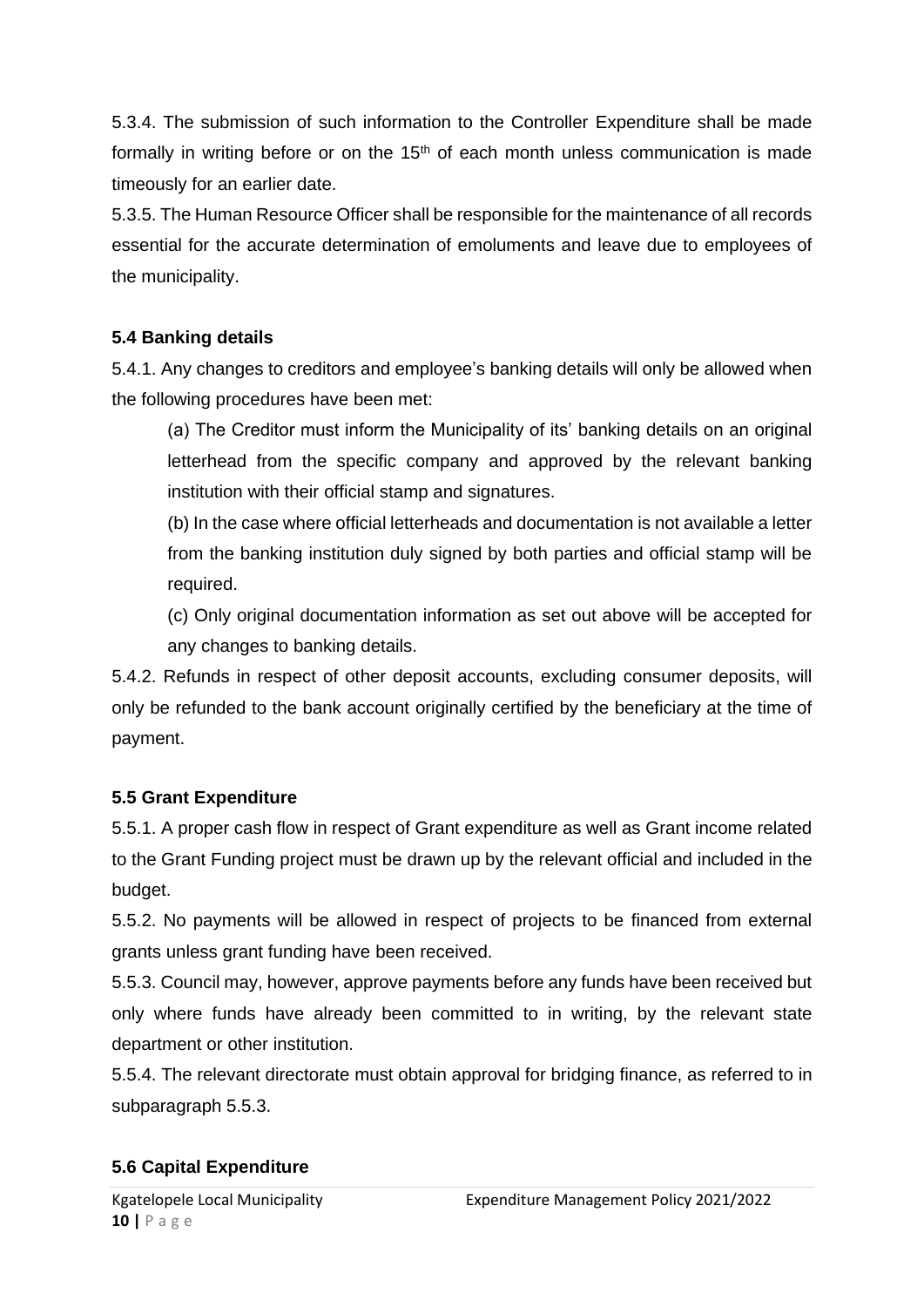5.3.4. The submission of such information to the Controller Expenditure shall be made formally in writing before or on the 15th of each month unless communication is made timeously for an earlier date.

5.3.5. The Human Resource Officer shall be responsible for the maintenance of all records essential for the accurate determination of emoluments and leave due to employees of the municipality.

### 5.4 Banking details

5.4.1. Any changes to creditors and employee's banking details will only be allowed when the following procedures have been met:

(a) The Creditor must inform the Municipality of its' banking details on an original letterhead from the specific company and approved by the relevant banking institution with their official stamp and signatures.

(b) In the case where official letterheads and documentation is not available a letter from the banking institution duly signed by both parties and official stamp will be required.

(c) Only original documentation information as set out above will be accepted for any changes to banking details.

5.4.2. Refunds in respect of other deposit accounts, excluding consumer deposits, will only be refunded to the bank account originally certified by the beneficiary at the time of payment.

### 5.5 Grant Expenditure

5.5.1. A proper cash flow in respect of Grant expenditure as well as Grant income related to the Grant Funding project must be drawn up by the relevant official and included in the budget.

5.5.2. No payments will be allowed in respect of projects to be financed from external grants unless grant funding have been received.

5.5.3. Council may, however, approve payments before any funds have been received but only where funds have already been committed to in writing, by the relevant state department or other institution.

5.5.4. The relevant directorate must obtain approval for bridging finance, as referred to in subparagraph 5.5.3.

### 5.6 Capital Expenditure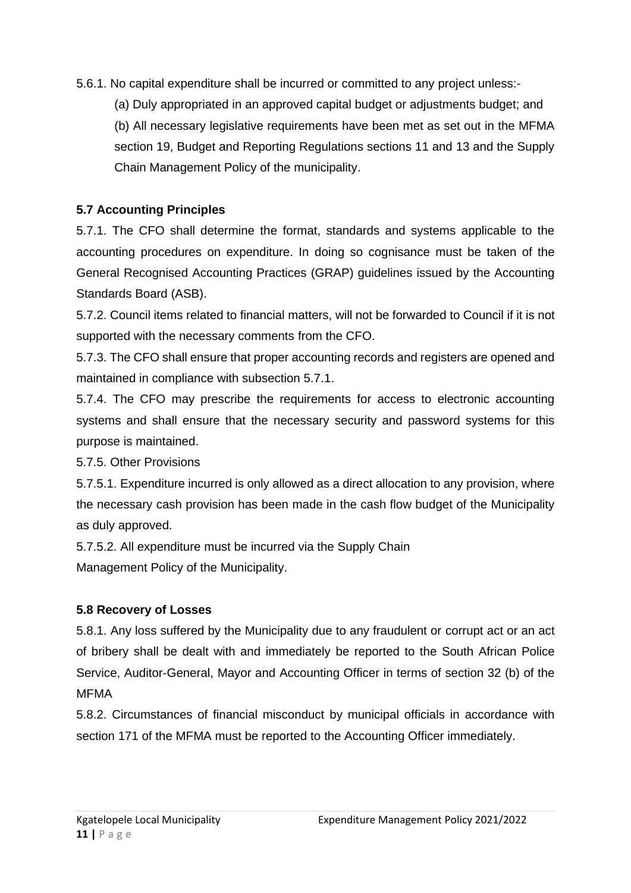5.6.1. No capital expenditure shall be incurred or committed to any project unless:-

(a) Duly appropriated in an approved capital budget or adjustments budget; and

(b) All necessary legislative requirements have been met as set out in the MFMA section 19, Budget and Reporting Regulations sections 11 and 13 and the Supply Chain Management Policy of the municipality.

**5.7 Accounting Principles**

5.7.1. The CFO shall determine the format, standards and systems applicable to the accounting procedures on expenditure. In doing so cognisance must be taken of the General Recognised Accounting Practices (GRAP) guidelines issued by the Accounting Standards Board (ASB).

5.7.2. Council items related to financial matters, will not be forwarded to Council if it is not supported with the necessary comments from the CFO.

5.7.3. The CFO shall ensure that proper accounting records and registers are opened and maintained in compliance with subsection 5.7.1.

5.7.4. The CFO may prescribe the requirements for access to electronic accounting systems and shall ensure that the necessary security and password systems for this purpose is maintained.

5.7.5. Other Provisions

5.7.5.1. Expenditure incurred is only allowed as a direct allocation to any provision, where the necessary cash provision has been made in the cash flow budget of the Municipality as duly approved.

5.7.5.2. All expenditure must be incurred via the Supply Chain Management Policy of the Municipality.

**5.8 Recovery of Losses**

5.8.1. Any loss suffered by the Municipality due to any fraudulent or corrupt act or an act of bribery shall be dealt with and immediately be reported to the South African Police Service, Auditor-General, Mayor and Accounting Officer in terms of section 32 (b) of the MFMA

5.8.2. Circumstances of financial misconduct by municipal officials in accordance with section 171 of the MFMA must be reported to the Accounting Officer immediately.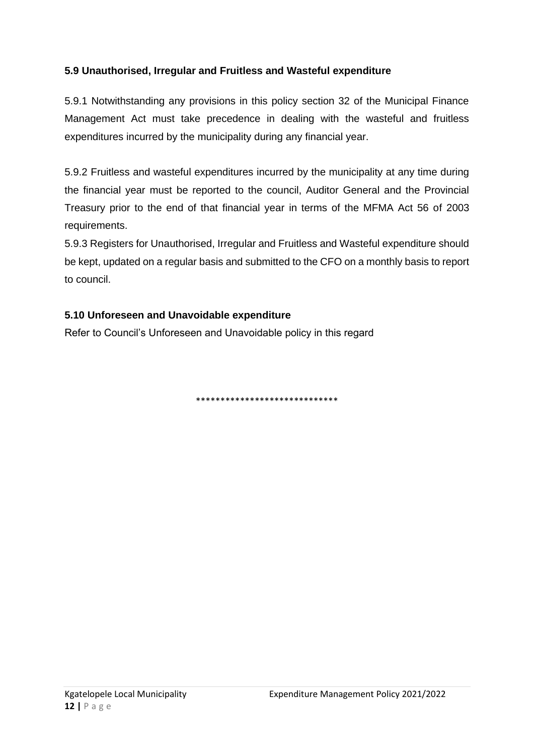### 5.9 Unauthorised, Irregular and Fruitless and Wasteful expenditure

5.9.1 Notwithstanding any provisions in this policy section 32 of the Municipal Finance Management Act must take precedence in dealing with the wasteful and fruitless expenditures incurred by the municipality during any financial year.

5.9.2 Fruitless and wasteful expenditures incurred by the municipality at any time during the financial year must be reported to the council, Auditor General and the Provincial Treasury prior to the end of that financial year in terms of the MFMA Act 56 of 2003 requirements.

5.9.3 Registers for Unauthorised, Irregular and Fruitless and Wasteful expenditure should be kept, updated on a regular basis and submitted to the CFO on a monthly basis to report to council.

### 5.10 Unforeseen and Unavoidable expenditure

Refer to Council's Unforeseen and Unavoidable policy in this regard

*****************************